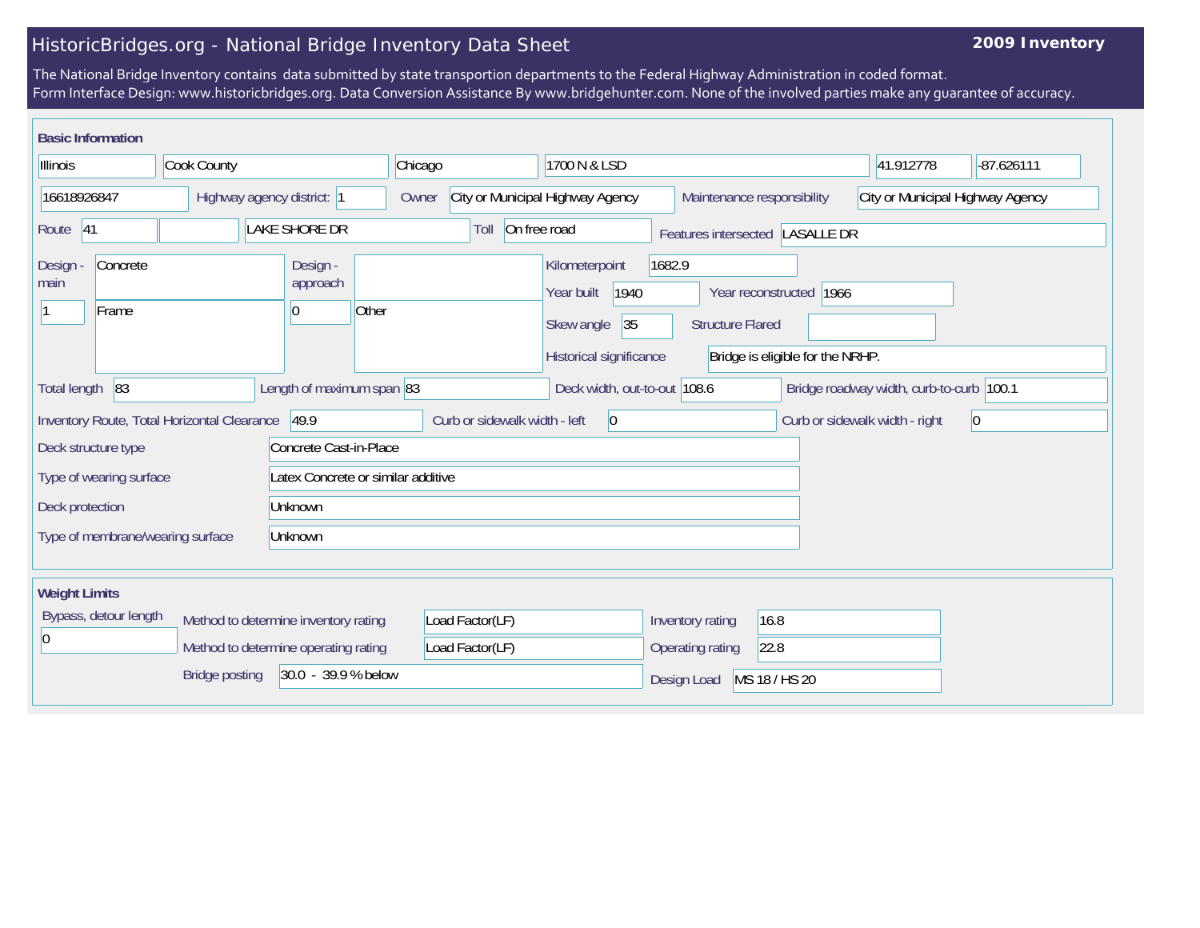# HistoricBridges.org - National Bridge Inventory Data Sheet

**2009 Inventory**

The National Bridge Inventory contains data submitted by state transportion departments to the Federal Highway Administration in coded format.
Form Interface Design: www.historicbridges.org. Data Conversion Assistance By www.bridgehunter.com. None of the involved parties make any guarantee of accuracy.

## Basic Information

| | |
|---|---|
| State | Illinois |
| County | Cook County |
| City | Chicago |
| Location | 1700 N & LSD |
| Latitude | 41.912778 |
| Longitude | -87.626111 |
| Structure Number | 16618926847 |
| Highway agency district | 1 |
| Owner | City or Municipal Highway Agency |
| Maintenance responsibility | City or Municipal Highway Agency |
| Route | 41 |
| Facility carried | LAKE SHORE DR |
| Toll | On free road |
| Features intersected | LASALLE DR |
| Design - main | Concrete; 1 Frame |
| Design - approach | 0 Other |
| Kilometerpoint | 1682.9 |
| Year built | 1940 |
| Year reconstructed | 1966 |
| Skew angle | 35 |
| Structure Flared | |
| Historical significance | Bridge is eligible for the NRHP. |
| Total length | 83 |
| Length of maximum span | 83 |
| Deck width, out-to-out | 108.6 |
| Bridge roadway width, curb-to-curb | 100.1 |
| Inventory Route, Total Horizontal Clearance | 49.9 |
| Curb or sidewalk width - left | 0 |
| Curb or sidewalk width - right | 0 |
| Deck structure type | Concrete Cast-in-Place |
| Type of wearing surface | Latex Concrete or similar additive |
| Deck protection | Unknown |
| Type of membrane/wearing surface | Unknown |

## Weight Limits

| | |
|---|---|
| Bypass, detour length | 0 |
| Method to determine inventory rating | Load Factor(LF) |
| Method to determine operating rating | Load Factor(LF) |
| Inventory rating | 16.8 |
| Operating rating | 22.8 |
| Bridge posting | 30.0 - 39.9 % below |
| Design Load | MS 18 / HS 20 |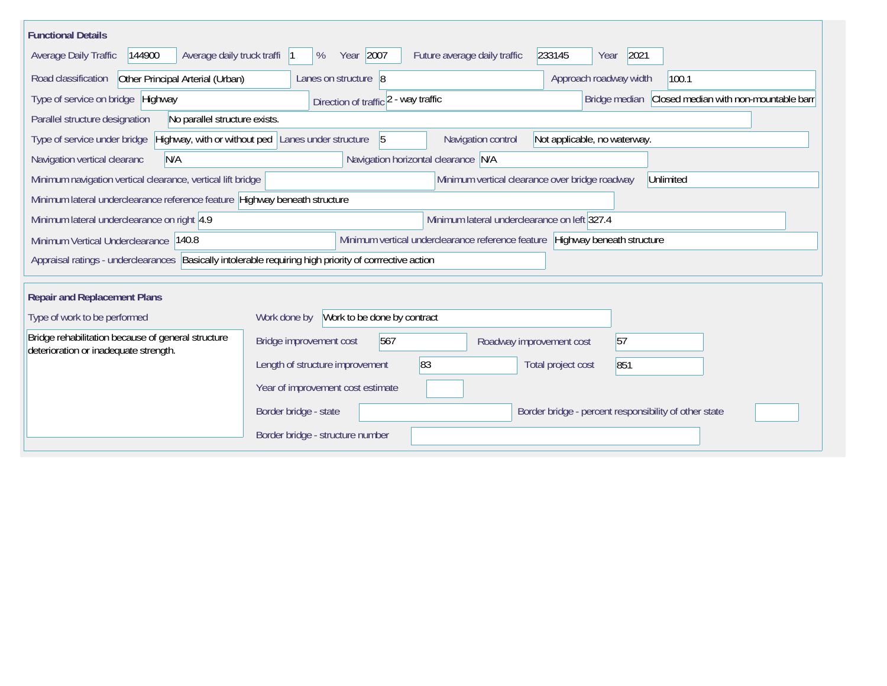## Functional Details

| Field | Value |
|---|---|
| Average Daily Traffic | 144900 |
| Average daily truck traffi | 1 % |
| Year | 2007 |
| Future average daily traffic | 233145 |
| Year | 2021 |
| Road classification | Other Principal Arterial (Urban) |
| Lanes on structure | 8 |
| Approach roadway width | 100.1 |
| Type of service on bridge | Highway |
| Direction of traffic | 2 - way traffic |
| Bridge median | Closed median with non-mountable barr |
| Parallel structure designation | No parallel structure exists. |
| Type of service under bridge | Highway, with or without ped |
| Lanes under structure | 5 |
| Navigation control | Not applicable, no waterway. |
| Navigation vertical clearanc | N/A |
| Navigation horizontal clearance | N/A |
| Minimum navigation vertical clearance, vertical lift bridge | |
| Minimum vertical clearance over bridge roadway | Unlimited |
| Minimum lateral underclearance reference feature | Highway beneath structure |
| Minimum lateral underclearance on right | 4.9 |
| Minimum lateral underclearance on left | 327.4 |
| Minimum Vertical Underclearance | 140.8 |
| Minimum vertical underclearance reference feature | Highway beneath structure |
| Appraisal ratings - underclearances | Basically intolerable requiring high priority of corrrective action |

## Repair and Replacement Plans

| Field | Value |
|---|---|
| Type of work to be performed | Bridge rehabilitation because of general structure deterioration or inadequate strength. |
| Work done by | Work to be done by contract |
| Bridge improvement cost | 567 |
| Roadway improvement cost | 57 |
| Length of structure improvement | 83 |
| Total project cost | 851 |
| Year of improvement cost estimate | |
| Border bridge - state | |
| Border bridge - percent responsibility of other state | |
| Border bridge - structure number | |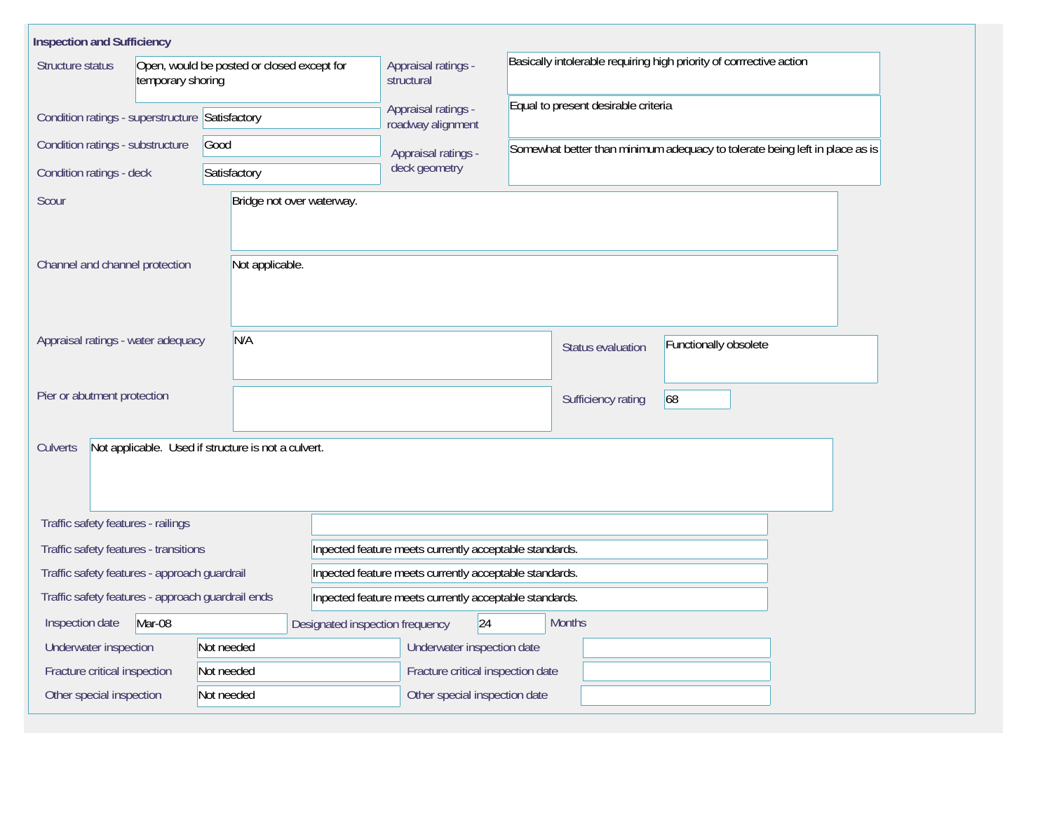## Inspection and Sufficiency

| Field | Value |
|---|---|
| Structure status | Open, would be posted or closed except for temporary shoring |
| Condition ratings - superstructure | Satisfactory |
| Condition ratings - substructure | Good |
| Condition ratings - deck | Satisfactory |
| Appraisal ratings - structural | Basically intolerable requiring high priority of corrective action |
| Appraisal ratings - roadway alignment | Equal to present desirable criteria |
| Appraisal ratings - deck geometry | Somewhat better than minimum adequacy to tolerate being left in place as is |
| Scour | Bridge not over waterway. |
| Channel and channel protection | Not applicable. |
| Appraisal ratings - water adequacy | N/A |
| Pier or abutment protection | |
| Status evaluation | Functionally obsolete |
| Sufficiency rating | 68 |
| Culverts | Not applicable. Used if structure is not a culvert. |
| Traffic safety features - railings | |
| Traffic safety features - transitions | Inpected feature meets currently acceptable standards. |
| Traffic safety features - approach guardrail | Inpected feature meets currently acceptable standards. |
| Traffic safety features - approach guardrail ends | Inpected feature meets currently acceptable standards. |
| Inspection date | Mar-08 |
| Designated inspection frequency | 24 Months |
| Underwater inspection | Not needed |
| Underwater inspection date | |
| Fracture critical inspection | Not needed |
| Fracture critical inspection date | |
| Other special inspection | Not needed |
| Other special inspection date | |